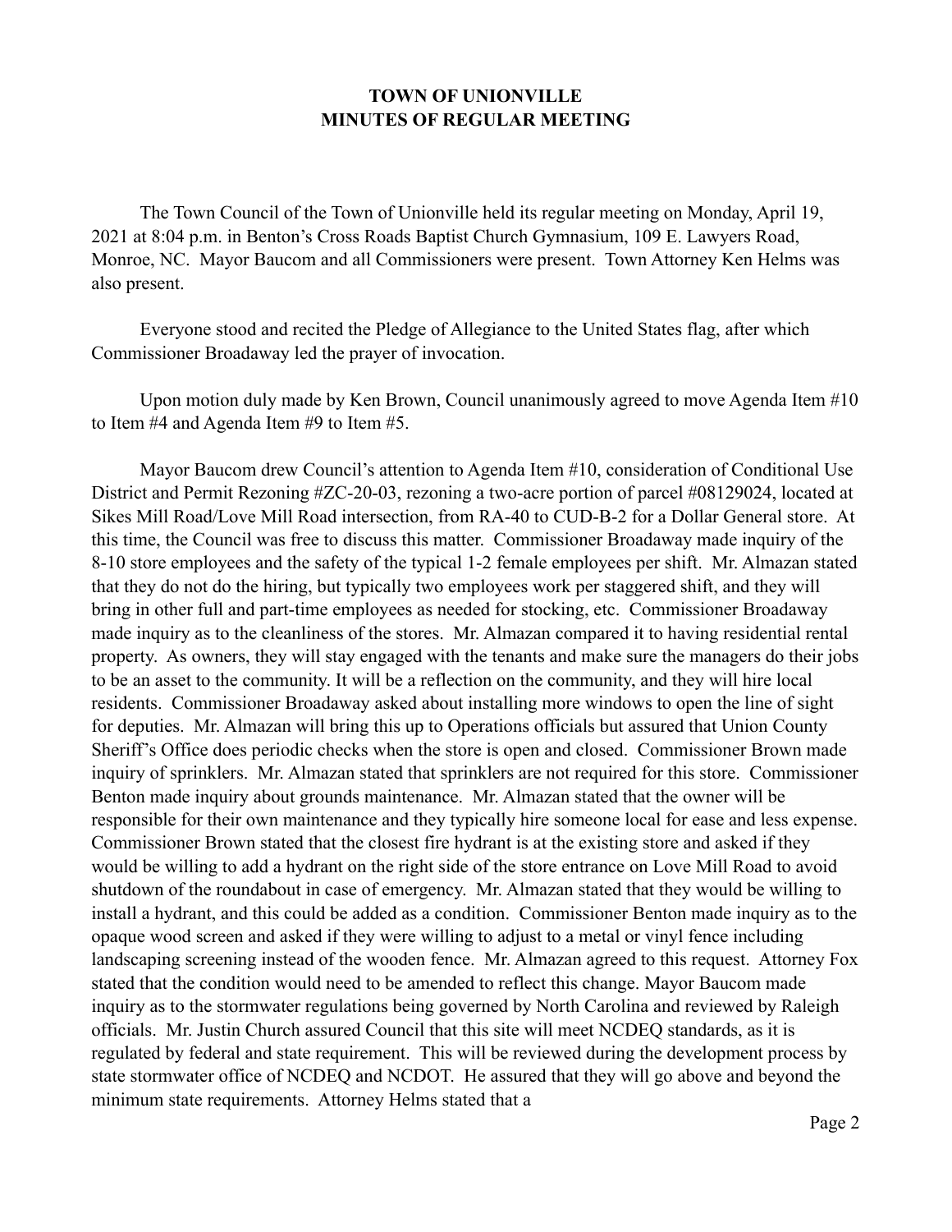# TOWN OF UNIONVILLE
# MINUTES OF REGULAR MEETING

The Town Council of the Town of Unionville held its regular meeting on Monday, April 19, 2021 at 8:04 p.m. in Benton's Cross Roads Baptist Church Gymnasium, 109 E. Lawyers Road, Monroe, NC. Mayor Baucom and all Commissioners were present. Town Attorney Ken Helms was also present.

Everyone stood and recited the Pledge of Allegiance to the United States flag, after which Commissioner Broadaway led the prayer of invocation.

Upon motion duly made by Ken Brown, Council unanimously agreed to move Agenda Item #10 to Item #4 and Agenda Item #9 to Item #5.

Mayor Baucom drew Council's attention to Agenda Item #10, consideration of Conditional Use District and Permit Rezoning #ZC-20-03, rezoning a two-acre portion of parcel #08129024, located at Sikes Mill Road/Love Mill Road intersection, from RA-40 to CUD-B-2 for a Dollar General store. At this time, the Council was free to discuss this matter. Commissioner Broadaway made inquiry of the 8-10 store employees and the safety of the typical 1-2 female employees per shift. Mr. Almazan stated that they do not do the hiring, but typically two employees work per staggered shift, and they will bring in other full and part-time employees as needed for stocking, etc. Commissioner Broadaway made inquiry as to the cleanliness of the stores. Mr. Almazan compared it to having residential rental property. As owners, they will stay engaged with the tenants and make sure the managers do their jobs to be an asset to the community. It will be a reflection on the community, and they will hire local residents. Commissioner Broadaway asked about installing more windows to open the line of sight for deputies. Mr. Almazan will bring this up to Operations officials but assured that Union County Sheriff's Office does periodic checks when the store is open and closed. Commissioner Brown made inquiry of sprinklers. Mr. Almazan stated that sprinklers are not required for this store. Commissioner Benton made inquiry about grounds maintenance. Mr. Almazan stated that the owner will be responsible for their own maintenance and they typically hire someone local for ease and less expense. Commissioner Brown stated that the closest fire hydrant is at the existing store and asked if they would be willing to add a hydrant on the right side of the store entrance on Love Mill Road to avoid shutdown of the roundabout in case of emergency. Mr. Almazan stated that they would be willing to install a hydrant, and this could be added as a condition. Commissioner Benton made inquiry as to the opaque wood screen and asked if they were willing to adjust to a metal or vinyl fence including landscaping screening instead of the wooden fence. Mr. Almazan agreed to this request. Attorney Fox stated that the condition would need to be amended to reflect this change. Mayor Baucom made inquiry as to the stormwater regulations being governed by North Carolina and reviewed by Raleigh officials. Mr. Justin Church assured Council that this site will meet NCDEQ standards, as it is regulated by federal and state requirement. This will be reviewed during the development process by state stormwater office of NCDEQ and NCDOT. He assured that they will go above and beyond the minimum state requirements. Attorney Helms stated that a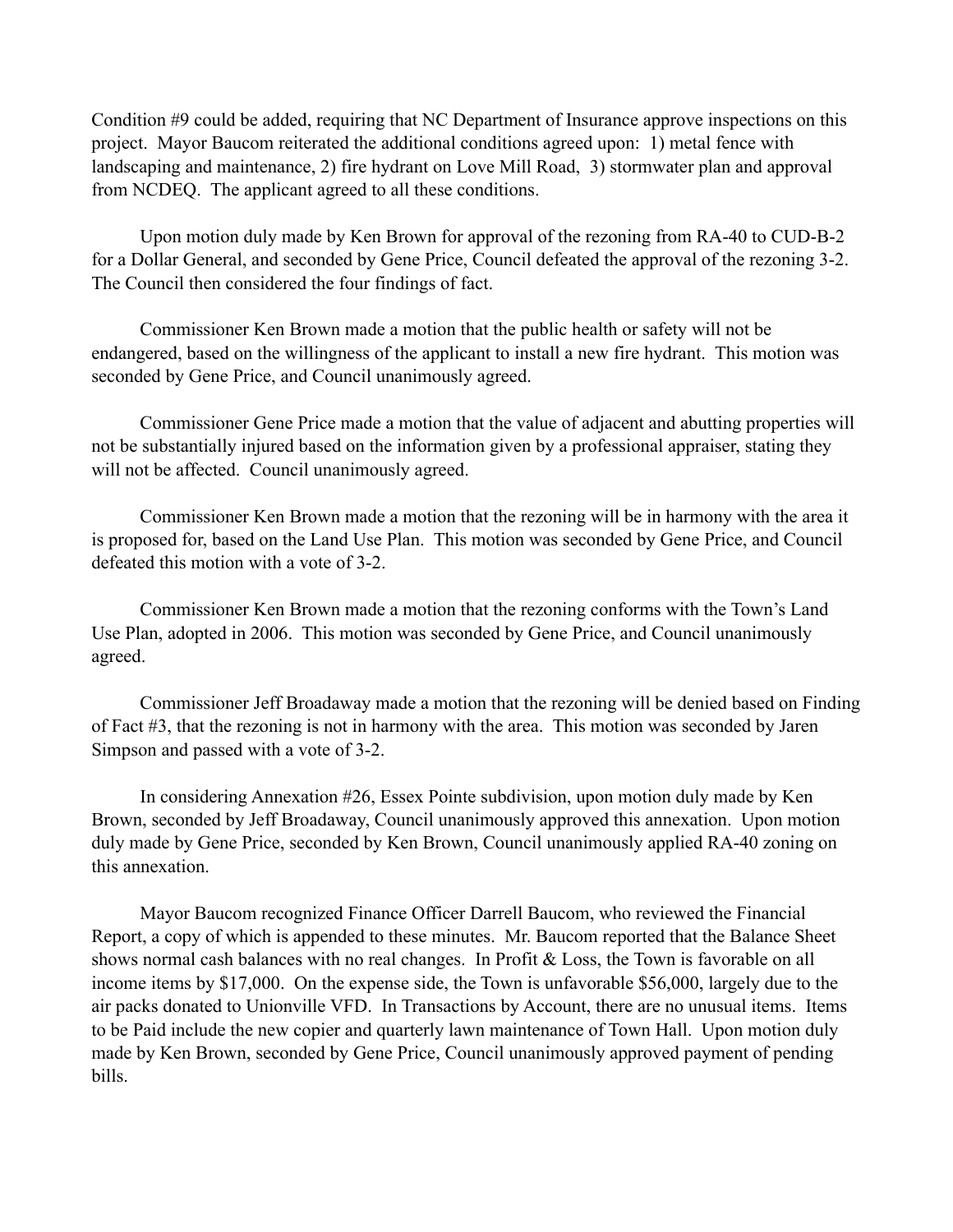Condition #9 could be added, requiring that NC Department of Insurance approve inspections on this project. Mayor Baucom reiterated the additional conditions agreed upon: 1) metal fence with landscaping and maintenance, 2) fire hydrant on Love Mill Road, 3) stormwater plan and approval from NCDEQ. The applicant agreed to all these conditions.

Upon motion duly made by Ken Brown for approval of the rezoning from RA-40 to CUD-B-2 for a Dollar General, and seconded by Gene Price, Council defeated the approval of the rezoning 3-2. The Council then considered the four findings of fact.

Commissioner Ken Brown made a motion that the public health or safety will not be endangered, based on the willingness of the applicant to install a new fire hydrant. This motion was seconded by Gene Price, and Council unanimously agreed.

Commissioner Gene Price made a motion that the value of adjacent and abutting properties will not be substantially injured based on the information given by a professional appraiser, stating they will not be affected. Council unanimously agreed.

Commissioner Ken Brown made a motion that the rezoning will be in harmony with the area it is proposed for, based on the Land Use Plan. This motion was seconded by Gene Price, and Council defeated this motion with a vote of 3-2.

Commissioner Ken Brown made a motion that the rezoning conforms with the Town's Land Use Plan, adopted in 2006. This motion was seconded by Gene Price, and Council unanimously agreed.

Commissioner Jeff Broadaway made a motion that the rezoning will be denied based on Finding of Fact #3, that the rezoning is not in harmony with the area. This motion was seconded by Jaren Simpson and passed with a vote of 3-2.

In considering Annexation #26, Essex Pointe subdivision, upon motion duly made by Ken Brown, seconded by Jeff Broadaway, Council unanimously approved this annexation. Upon motion duly made by Gene Price, seconded by Ken Brown, Council unanimously applied RA-40 zoning on this annexation.

Mayor Baucom recognized Finance Officer Darrell Baucom, who reviewed the Financial Report, a copy of which is appended to these minutes. Mr. Baucom reported that the Balance Sheet shows normal cash balances with no real changes. In Profit & Loss, the Town is favorable on all income items by $17,000. On the expense side, the Town is unfavorable $56,000, largely due to the air packs donated to Unionville VFD. In Transactions by Account, there are no unusual items. Items to be Paid include the new copier and quarterly lawn maintenance of Town Hall. Upon motion duly made by Ken Brown, seconded by Gene Price, Council unanimously approved payment of pending bills.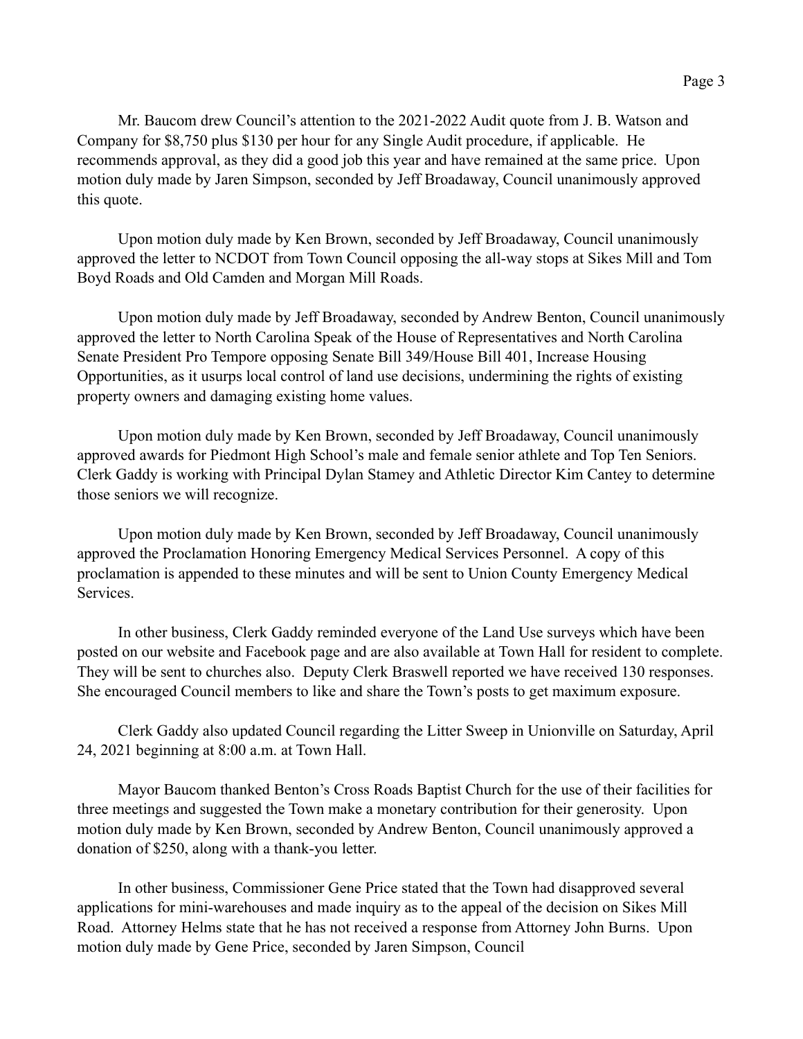Mr. Baucom drew Council's attention to the 2021-2022 Audit quote from J. B. Watson and Company for $8,750 plus $130 per hour for any Single Audit procedure, if applicable. He recommends approval, as they did a good job this year and have remained at the same price. Upon motion duly made by Jaren Simpson, seconded by Jeff Broadaway, Council unanimously approved this quote.

Upon motion duly made by Ken Brown, seconded by Jeff Broadaway, Council unanimously approved the letter to NCDOT from Town Council opposing the all-way stops at Sikes Mill and Tom Boyd Roads and Old Camden and Morgan Mill Roads.

Upon motion duly made by Jeff Broadaway, seconded by Andrew Benton, Council unanimously approved the letter to North Carolina Speak of the House of Representatives and North Carolina Senate President Pro Tempore opposing Senate Bill 349/House Bill 401, Increase Housing Opportunities, as it usurps local control of land use decisions, undermining the rights of existing property owners and damaging existing home values.

Upon motion duly made by Ken Brown, seconded by Jeff Broadaway, Council unanimously approved awards for Piedmont High School's male and female senior athlete and Top Ten Seniors. Clerk Gaddy is working with Principal Dylan Stamey and Athletic Director Kim Cantey to determine those seniors we will recognize.

Upon motion duly made by Ken Brown, seconded by Jeff Broadaway, Council unanimously approved the Proclamation Honoring Emergency Medical Services Personnel. A copy of this proclamation is appended to these minutes and will be sent to Union County Emergency Medical Services.

In other business, Clerk Gaddy reminded everyone of the Land Use surveys which have been posted on our website and Facebook page and are also available at Town Hall for resident to complete. They will be sent to churches also. Deputy Clerk Braswell reported we have received 130 responses. She encouraged Council members to like and share the Town's posts to get maximum exposure.

Clerk Gaddy also updated Council regarding the Litter Sweep in Unionville on Saturday, April 24, 2021 beginning at 8:00 a.m. at Town Hall.

Mayor Baucom thanked Benton's Cross Roads Baptist Church for the use of their facilities for three meetings and suggested the Town make a monetary contribution for their generosity. Upon motion duly made by Ken Brown, seconded by Andrew Benton, Council unanimously approved a donation of $250, along with a thank-you letter.

In other business, Commissioner Gene Price stated that the Town had disapproved several applications for mini-warehouses and made inquiry as to the appeal of the decision on Sikes Mill Road. Attorney Helms state that he has not received a response from Attorney John Burns. Upon motion duly made by Gene Price, seconded by Jaren Simpson, Council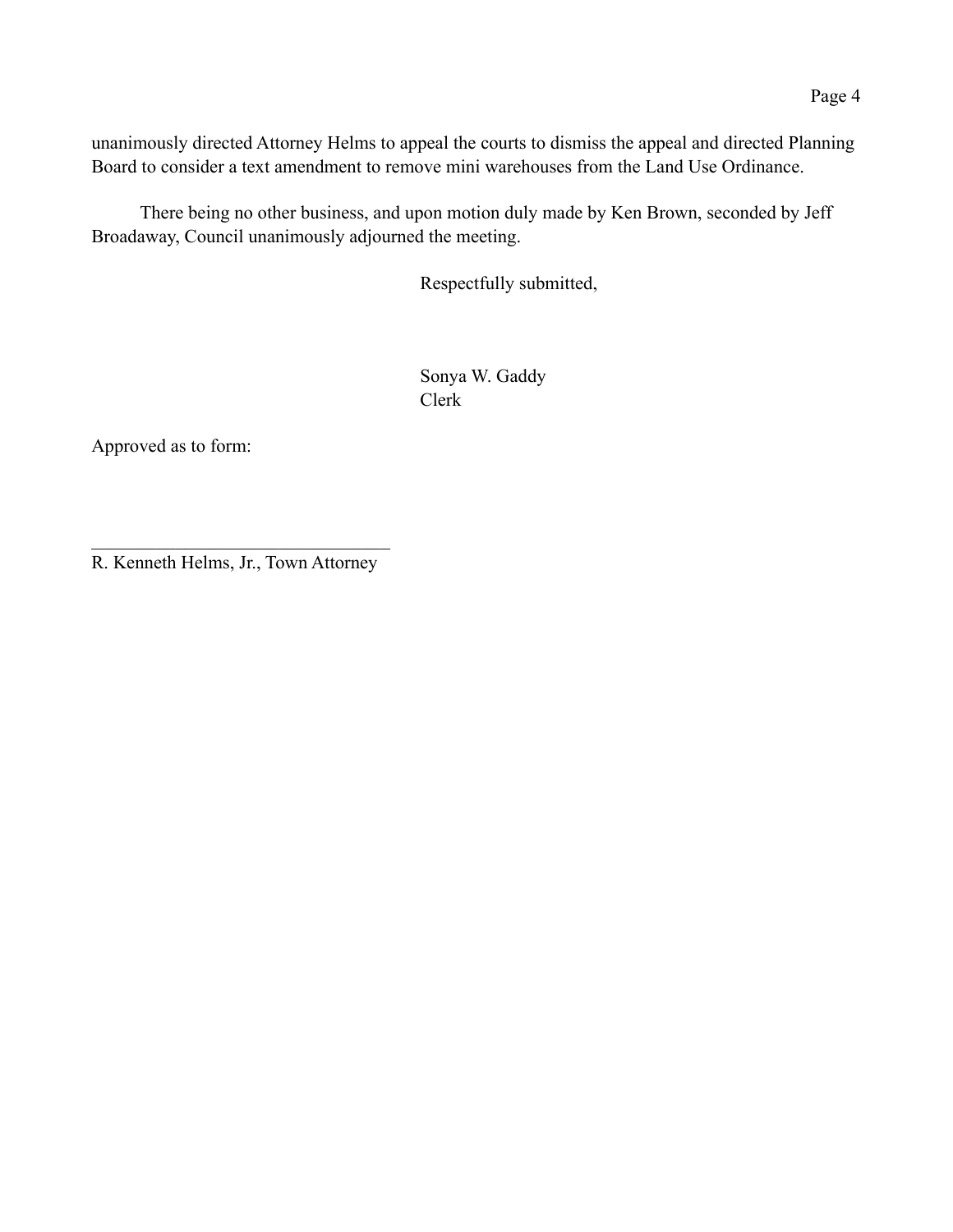unanimously directed Attorney Helms to appeal the courts to dismiss the appeal and directed Planning Board to consider a text amendment to remove mini warehouses from the Land Use Ordinance.

There being no other business, and upon motion duly made by Ken Brown, seconded by Jeff Broadaway, Council unanimously adjourned the meeting.

Respectfully submitted,

Sonya W. Gaddy
Clerk

Approved as to form:

\_\_\_\_\_\_\_\_\_\_\_\_\_\_\_\_\_\_\_\_\_\_\_\_\_\_\_\_\_\_\_\_\_\_
R. Kenneth Helms, Jr., Town Attorney